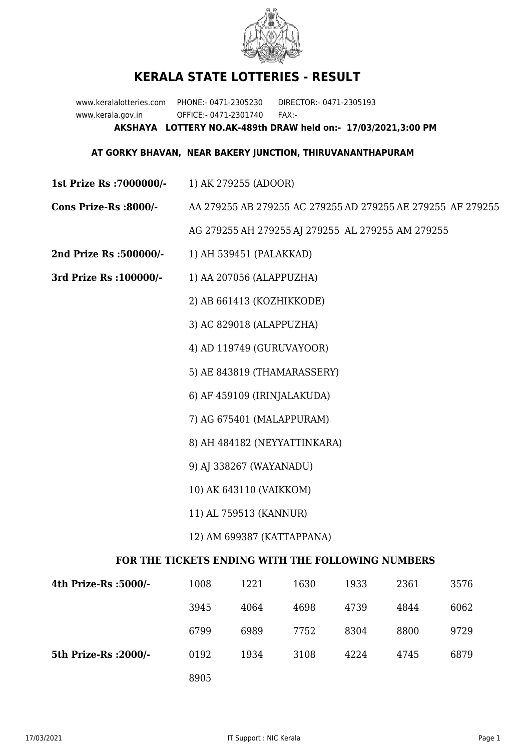# KERALA STATE LOTTERIES - RESULT

www.keralalotteries.com PHONE:- 0471-2305230 DIRECTOR:- 0471-2305193
www.kerala.gov.in OFFICE:- 0471-2301740 FAX:-

**AKSHAYA LOTTERY NO.AK-489th DRAW held on:- 17/03/2021,3:00 PM**

**AT GORKY BHAVAN, NEAR BAKERY JUNCTION, THIRUVANANTHAPURAM**

**1st Prize Rs :7000000/-** 1) AK 279255 (ADOOR)

**Cons Prize-Rs :8000/-** AA 279255 AB 279255 AC 279255 AD 279255 AE 279255 AF 279255 AG 279255 AH 279255 AJ 279255 AL 279255 AM 279255

**2nd Prize Rs :500000/-** 1) AH 539451 (PALAKKAD)

**3rd Prize Rs :100000/-**

1) AA 207056 (ALAPPUZHA)
2) AB 661413 (KOZHIKKODE)
3) AC 829018 (ALAPPUZHA)
4) AD 119749 (GURUVAYOOR)
5) AE 843819 (THAMARASSERY)
6) AF 459109 (IRINJALAKUDA)
7) AG 675401 (MALAPPURAM)
8) AH 484182 (NEYYATTINKARA)
9) AJ 338267 (WAYANADU)
10) AK 643110 (VAIKKOM)
11) AL 759513 (KANNUR)
12) AM 699387 (KATTAPPANA)

**FOR THE TICKETS ENDING WITH THE FOLLOWING NUMBERS**

| | | | | | | |
|---|---|---|---|---|---|---|
| **4th Prize-Rs :5000/-** | 1008 | 1221 | 1630 | 1933 | 2361 | 3576 |
| | 3945 | 4064 | 4698 | 4739 | 4844 | 6062 |
| | 6799 | 6989 | 7752 | 8304 | 8800 | 9729 |
| **5th Prize-Rs :2000/-** | 0192 | 1934 | 3108 | 4224 | 4745 | 6879 |
| | 8905 | | | | | |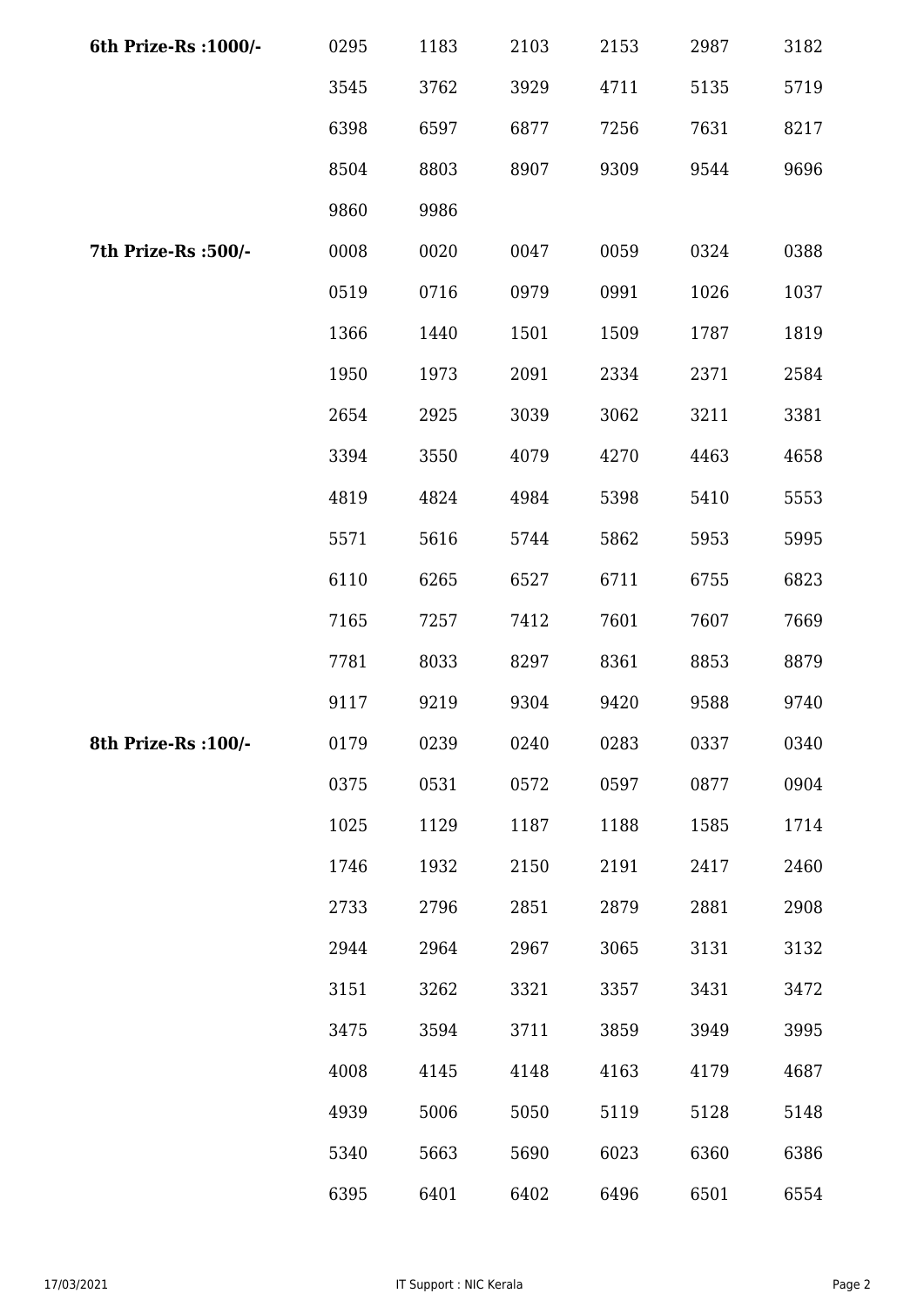| | | | | | | |
|---|---|---|---|---|---|---|
| **6th Prize-Rs :1000/-** | 0295 | 1183 | 2103 | 2153 | 2987 | 3182 |
| | 3545 | 3762 | 3929 | 4711 | 5135 | 5719 |
| | 6398 | 6597 | 6877 | 7256 | 7631 | 8217 |
| | 8504 | 8803 | 8907 | 9309 | 9544 | 9696 |
| | 9860 | 9986 | | | | |
| **7th Prize-Rs :500/-** | 0008 | 0020 | 0047 | 0059 | 0324 | 0388 |
| | 0519 | 0716 | 0979 | 0991 | 1026 | 1037 |
| | 1366 | 1440 | 1501 | 1509 | 1787 | 1819 |
| | 1950 | 1973 | 2091 | 2334 | 2371 | 2584 |
| | 2654 | 2925 | 3039 | 3062 | 3211 | 3381 |
| | 3394 | 3550 | 4079 | 4270 | 4463 | 4658 |
| | 4819 | 4824 | 4984 | 5398 | 5410 | 5553 |
| | 5571 | 5616 | 5744 | 5862 | 5953 | 5995 |
| | 6110 | 6265 | 6527 | 6711 | 6755 | 6823 |
| | 7165 | 7257 | 7412 | 7601 | 7607 | 7669 |
| | 7781 | 8033 | 8297 | 8361 | 8853 | 8879 |
| | 9117 | 9219 | 9304 | 9420 | 9588 | 9740 |
| **8th Prize-Rs :100/-** | 0179 | 0239 | 0240 | 0283 | 0337 | 0340 |
| | 0375 | 0531 | 0572 | 0597 | 0877 | 0904 |
| | 1025 | 1129 | 1187 | 1188 | 1585 | 1714 |
| | 1746 | 1932 | 2150 | 2191 | 2417 | 2460 |
| | 2733 | 2796 | 2851 | 2879 | 2881 | 2908 |
| | 2944 | 2964 | 2967 | 3065 | 3131 | 3132 |
| | 3151 | 3262 | 3321 | 3357 | 3431 | 3472 |
| | 3475 | 3594 | 3711 | 3859 | 3949 | 3995 |
| | 4008 | 4145 | 4148 | 4163 | 4179 | 4687 |
| | 4939 | 5006 | 5050 | 5119 | 5128 | 5148 |
| | 5340 | 5663 | 5690 | 6023 | 6360 | 6386 |
| | 6395 | 6401 | 6402 | 6496 | 6501 | 6554 |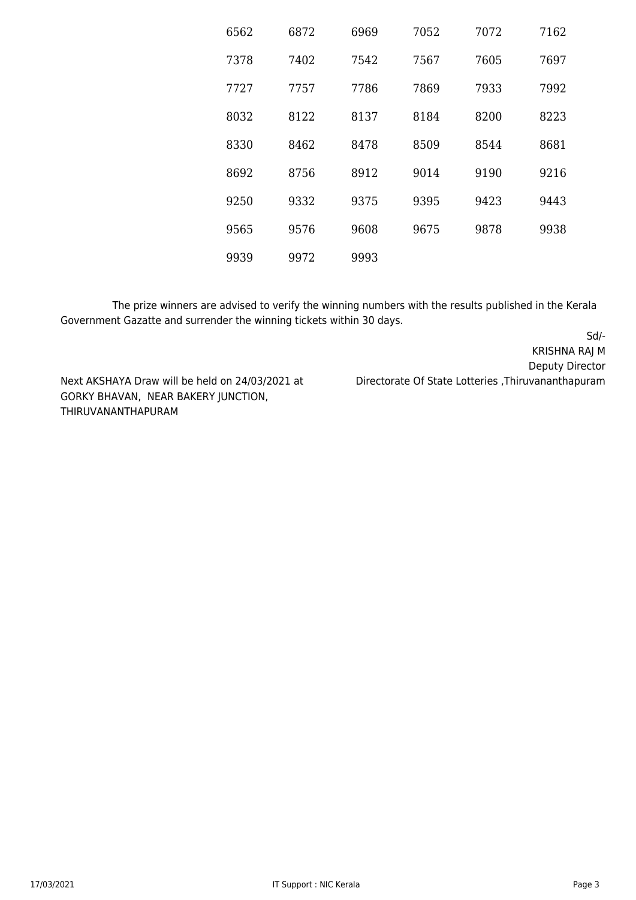| | | | | | |
|---|---|---|---|---|---|
| 6562 | 6872 | 6969 | 7052 | 7072 | 7162 |
| 7378 | 7402 | 7542 | 7567 | 7605 | 7697 |
| 7727 | 7757 | 7786 | 7869 | 7933 | 7992 |
| 8032 | 8122 | 8137 | 8184 | 8200 | 8223 |
| 8330 | 8462 | 8478 | 8509 | 8544 | 8681 |
| 8692 | 8756 | 8912 | 9014 | 9190 | 9216 |
| 9250 | 9332 | 9375 | 9395 | 9423 | 9443 |
| 9565 | 9576 | 9608 | 9675 | 9878 | 9938 |
| 9939 | 9972 | 9993 | | | |

The prize winners are advised to verify the winning numbers with the results published in the Kerala Government Gazatte and surrender the winning tickets within 30 days.

Sd/-
KRISHNA RAJ M
Deputy Director
Directorate Of State Lotteries ,Thiruvananthapuram

Next AKSHAYA Draw will be held on 24/03/2021 at GORKY BHAVAN, NEAR BAKERY JUNCTION, THIRUVANANTHAPURAM